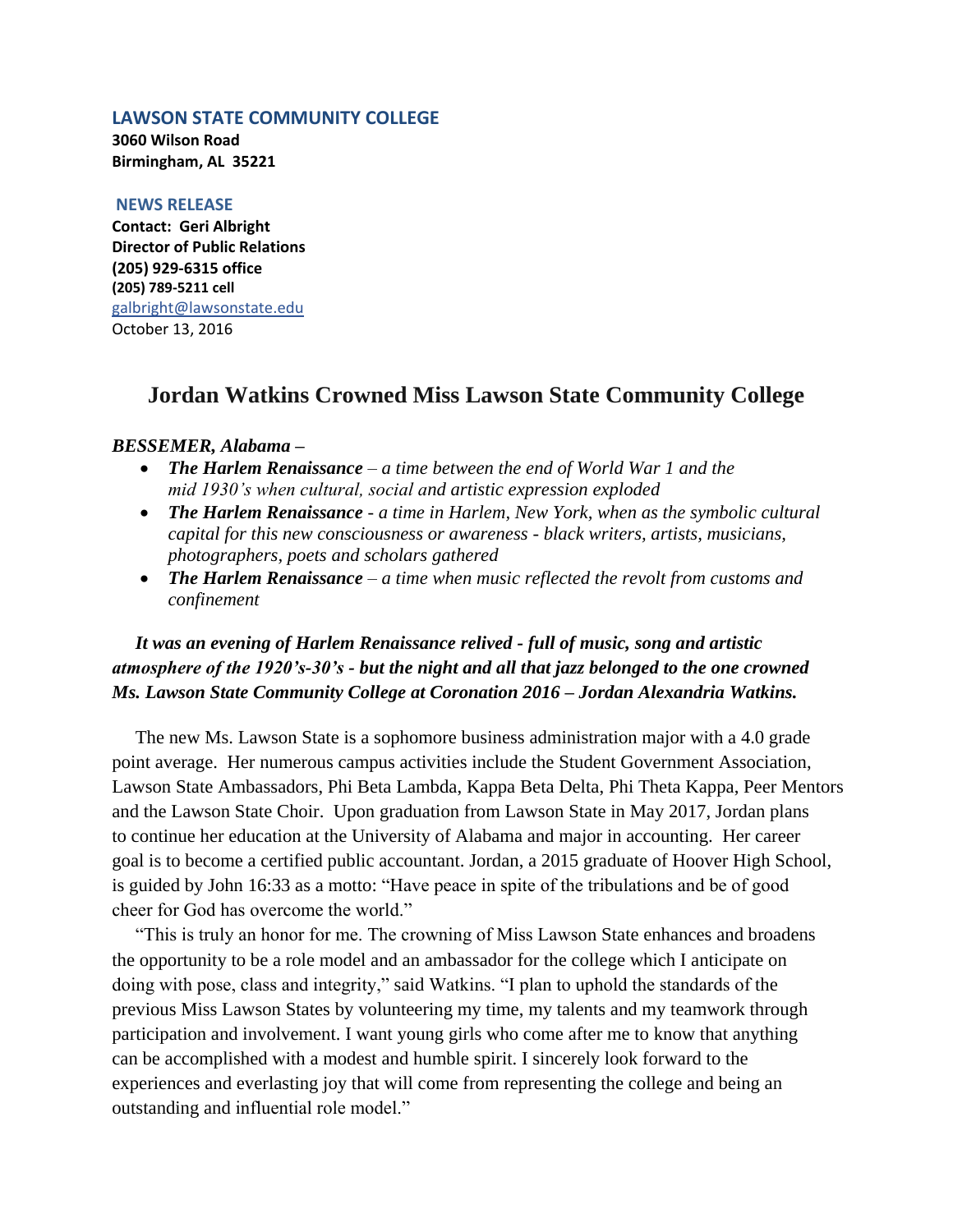**LAWSON STATE COMMUNITY COLLEGE**
**3060 Wilson Road**
**Birmingham, AL 35221**

**NEWS RELEASE**
**Contact: Geri Albright**
**Director of Public Relations**
**(205) 929-6315 office**
**(205) 789-5211 cell**
galbright@lawsonstate.edu
October 13, 2016

# Jordan Watkins Crowned Miss Lawson State Community College

***BESSEMER, Alabama –***

- ***The Harlem Renaissance*** *– a time between the end of World War 1 and the mid 1930's when cultural, social and artistic expression exploded*
- ***The Harlem Renaissance*** *- a time in Harlem, New York, when as the symbolic cultural capital for this new consciousness or awareness - black writers, artists, musicians, photographers, poets and scholars gathered*
- ***The Harlem Renaissance*** *– a time when music reflected the revolt from customs and confinement*

***It was an evening of Harlem Renaissance relived - full of music, song and artistic atmosphere of the 1920's-30's - but the night and all that jazz belonged to the one crowned Ms. Lawson State Community College at Coronation 2016 – Jordan Alexandria Watkins.***

The new Ms. Lawson State is a sophomore business administration major with a 4.0 grade point average. Her numerous campus activities include the Student Government Association, Lawson State Ambassadors, Phi Beta Lambda, Kappa Beta Delta, Phi Theta Kappa, Peer Mentors and the Lawson State Choir. Upon graduation from Lawson State in May 2017, Jordan plans to continue her education at the University of Alabama and major in accounting. Her career goal is to become a certified public accountant. Jordan, a 2015 graduate of Hoover High School, is guided by John 16:33 as a motto: "Have peace in spite of the tribulations and be of good cheer for God has overcome the world."

"This is truly an honor for me. The crowning of Miss Lawson State enhances and broadens the opportunity to be a role model and an ambassador for the college which I anticipate on doing with pose, class and integrity," said Watkins. "I plan to uphold the standards of the previous Miss Lawson States by volunteering my time, my talents and my teamwork through participation and involvement. I want young girls who come after me to know that anything can be accomplished with a modest and humble spirit. I sincerely look forward to the experiences and everlasting joy that will come from representing the college and being an outstanding and influential role model."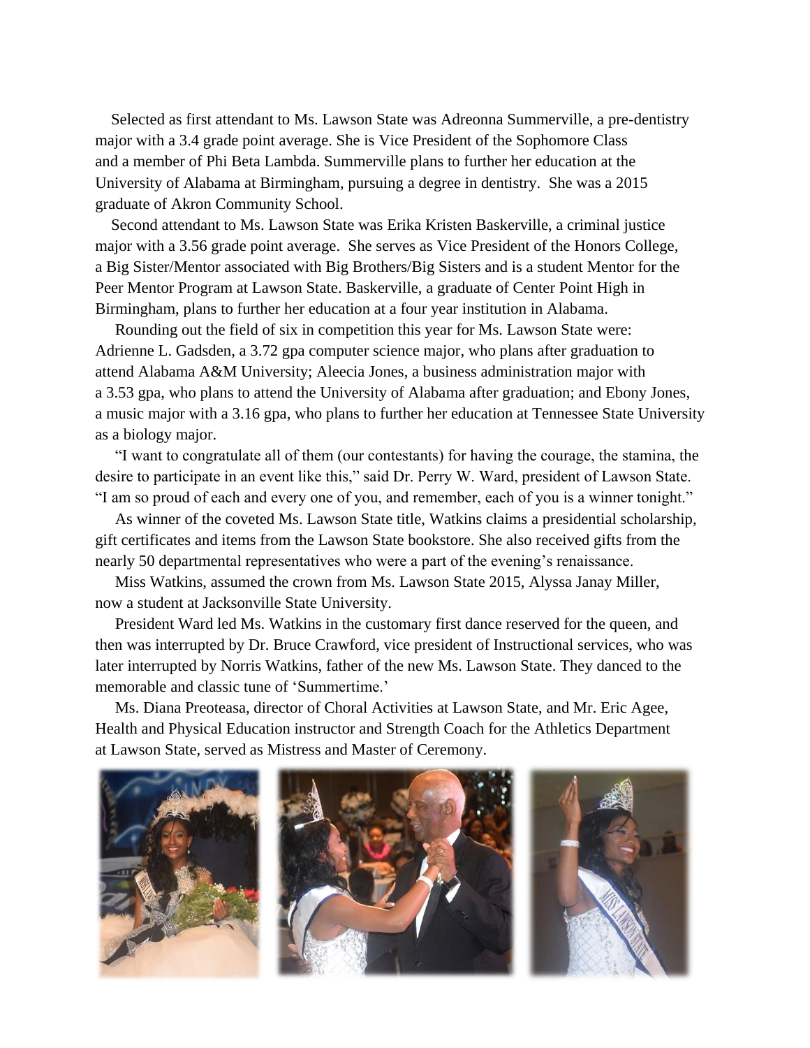Selected as first attendant to Ms. Lawson State was Adreonna Summerville, a pre-dentistry major with a 3.4 grade point average. She is Vice President of the Sophomore Class and a member of Phi Beta Lambda. Summerville plans to further her education at the University of Alabama at Birmingham, pursuing a degree in dentistry. She was a 2015 graduate of Akron Community School.

Second attendant to Ms. Lawson State was Erika Kristen Baskerville, a criminal justice major with a 3.56 grade point average. She serves as Vice President of the Honors College, a Big Sister/Mentor associated with Big Brothers/Big Sisters and is a student Mentor for the Peer Mentor Program at Lawson State. Baskerville, a graduate of Center Point High in Birmingham, plans to further her education at a four year institution in Alabama.

Rounding out the field of six in competition this year for Ms. Lawson State were: Adrienne L. Gadsden, a 3.72 gpa computer science major, who plans after graduation to attend Alabama A&M University; Aleecia Jones, a business administration major with a 3.53 gpa, who plans to attend the University of Alabama after graduation; and Ebony Jones, a music major with a 3.16 gpa, who plans to further her education at Tennessee State University as a biology major.

"I want to congratulate all of them (our contestants) for having the courage, the stamina, the desire to participate in an event like this," said Dr. Perry W. Ward, president of Lawson State. "I am so proud of each and every one of you, and remember, each of you is a winner tonight."

As winner of the coveted Ms. Lawson State title, Watkins claims a presidential scholarship, gift certificates and items from the Lawson State bookstore. She also received gifts from the nearly 50 departmental representatives who were a part of the evening's renaissance.

Miss Watkins, assumed the crown from Ms. Lawson State 2015, Alyssa Janay Miller, now a student at Jacksonville State University.

President Ward led Ms. Watkins in the customary first dance reserved for the queen, and then was interrupted by Dr. Bruce Crawford, vice president of Instructional services, who was later interrupted by Norris Watkins, father of the new Ms. Lawson State. They danced to the memorable and classic tune of 'Summertime.'

Ms. Diana Preoteasa, director of Choral Activities at Lawson State, and Mr. Eric Agee, Health and Physical Education instructor and Strength Coach for the Athletics Department at Lawson State, served as Mistress and Master of Ceremony.